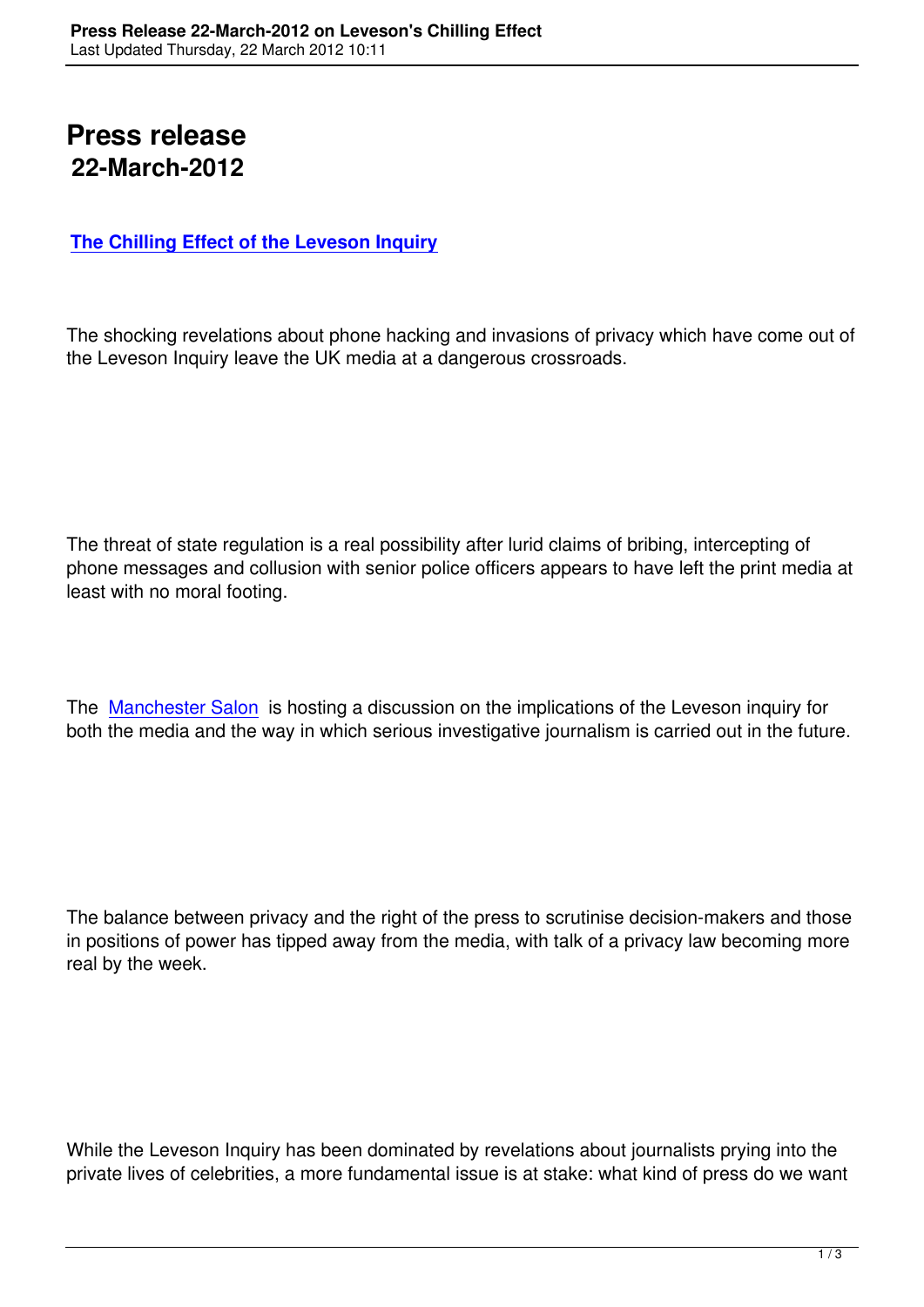# Press release

## 22-March-2012

**The Chilling Effect of the Leveson Inquiry**

The shocking revelations about phone hacking and invasions of privacy which have come out of the Leveson Inquiry leave the UK media at a dangerous crossroads.

The threat of state regulation is a real possibility after lurid claims of bribing, intercepting of phone messages and collusion with senior police officers appears to have left the print media at least with no moral footing.

The Manchester Salon is hosting a discussion on the implications of the Leveson inquiry for both the media and the way in which serious investigative journalism is carried out in the future.

The balance between privacy and the right of the press to scrutinise decision-makers and those in positions of power has tipped away from the media, with talk of a privacy law becoming more real by the week.

While the Leveson Inquiry has been dominated by revelations about journalists prying into the private lives of celebrities, a more fundamental issue is at stake: what kind of press do we want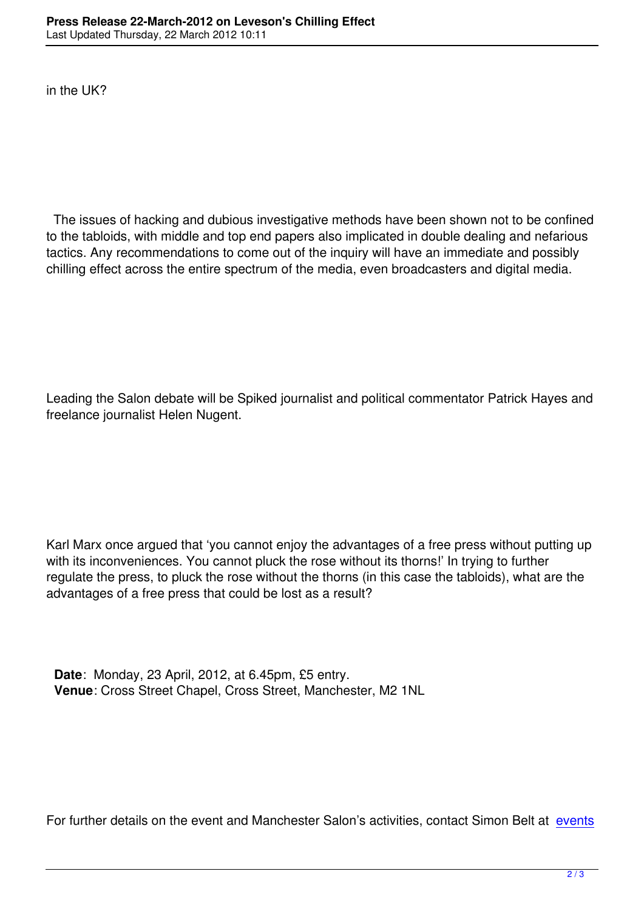in the UK?

The issues of hacking and dubious investigative methods have been shown not to be confined to the tabloids, with middle and top end papers also implicated in double dealing and nefarious tactics. Any recommendations to come out of the inquiry will have an immediate and possibly chilling effect across the entire spectrum of the media, even broadcasters and digital media.

Leading the Salon debate will be Spiked journalist and political commentator Patrick Hayes and freelance journalist Helen Nugent.

Karl Marx once argued that 'you cannot enjoy the advantages of a free press without putting up with its inconveniences. You cannot pluck the rose without its thorns!' In trying to further regulate the press, to pluck the rose without the thorns (in this case the tabloids), what are the advantages of a free press that could be lost as a result?

**Date**: Monday, 23 April, 2012, at 6.45pm, £5 entry.
**Venue**: Cross Street Chapel, Cross Street, Manchester, M2 1NL

For further details on the event and Manchester Salon's activities, contact Simon Belt at events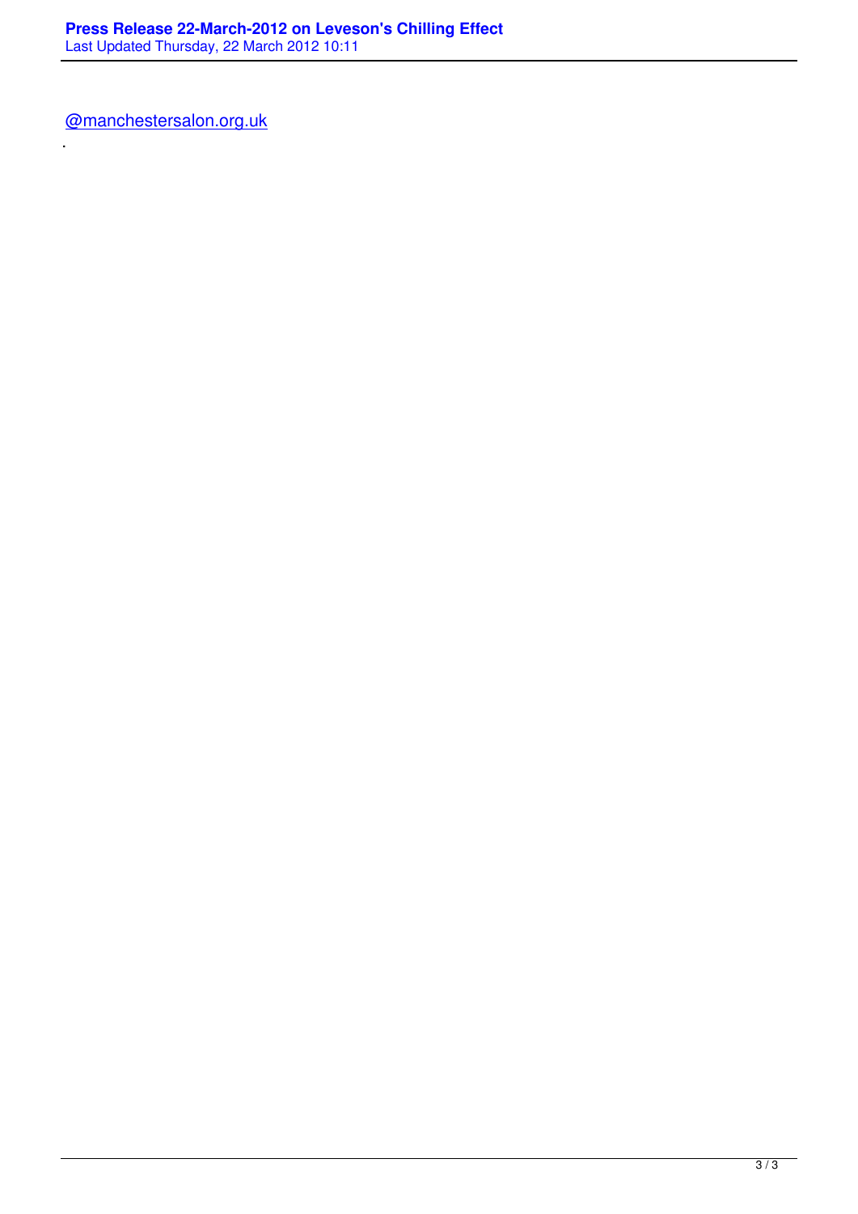@manchestersalon.org.uk

.